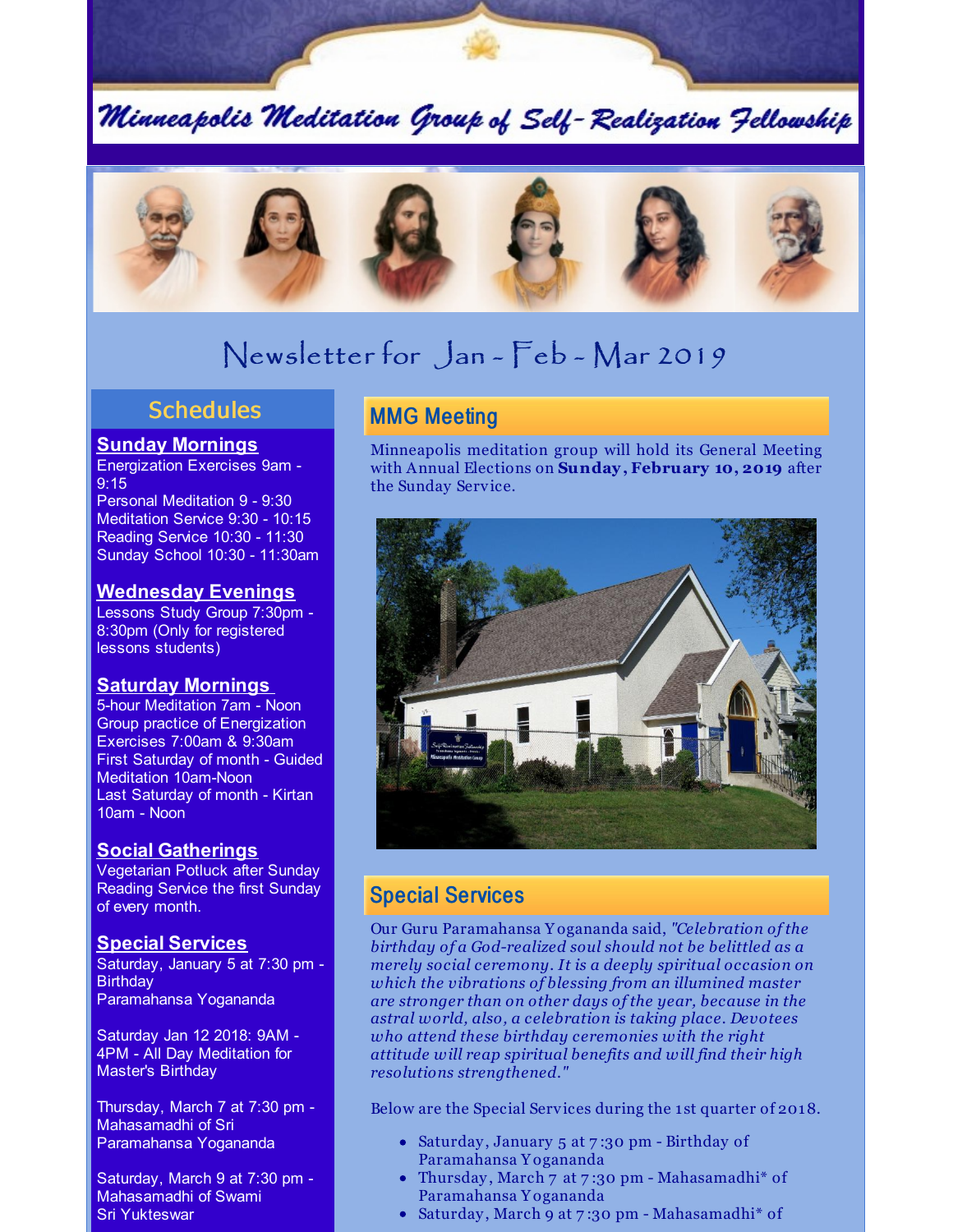# Minneapolis Meditation Group of Self-Realization Fellowship

## Newsletter for Jan - Feb - Mar 2019

## Schedules

**Sunday Mornings**
Energization Exercises 9am - 9:15
Personal Meditation 9 - 9:30
Meditation Service 9:30 - 10:15
Reading Service 10:30 - 11:30
Sunday School 10:30 - 11:30am

**Wednesday Evenings**
Lessons Study Group 7:30pm - 8:30pm (Only for registered lessons students)

**Saturday Mornings**
5-hour Meditation 7am - Noon
Group practice of Energization Exercises 7:00am & 9:30am
First Saturday of month - Guided Meditation 10am-Noon
Last Saturday of month - Kirtan 10am - Noon

**Social Gatherings**
Vegetarian Potluck after Sunday Reading Service the first Sunday of every month.

**Special Services**
Saturday, January 5 at 7:30 pm - Birthday Paramahansa Yogananda

Saturday Jan 12 2018: 9AM - 4PM - All Day Meditation for Master's Birthday

Thursday, March 7 at 7:30 pm - Mahasamadhi of Sri Paramahansa Yogananda

Saturday, March 9 at 7:30 pm - Mahasamadhi of Swami Sri Yukteswar

## MMG Meeting

Minneapolis meditation group will hold its General Meeting with Annual Elections on **Sunday, February 10, 2019** after the Sunday Service.

## Special Services

Our Guru Paramahansa Yogananda said, *"Celebration of the birthday of a God-realized soul should not be belittled as a merely social ceremony. It is a deeply spiritual occasion on which the vibrations of blessing from an illumined master are stronger than on other days of the year, because in the astral world, also, a celebration is taking place. Devotees who attend these birthday ceremonies with the right attitude will reap spiritual benefits and will find their high resolutions strengthened."*

Below are the Special Services during the 1st quarter of 2018.

- Saturday, January 5 at 7:30 pm - Birthday of Paramahansa Yogananda
- Thursday, March 7 at 7:30 pm - Mahasamadhi* of Paramahansa Yogananda
- Saturday, March 9 at 7:30 pm - Mahasamadhi* of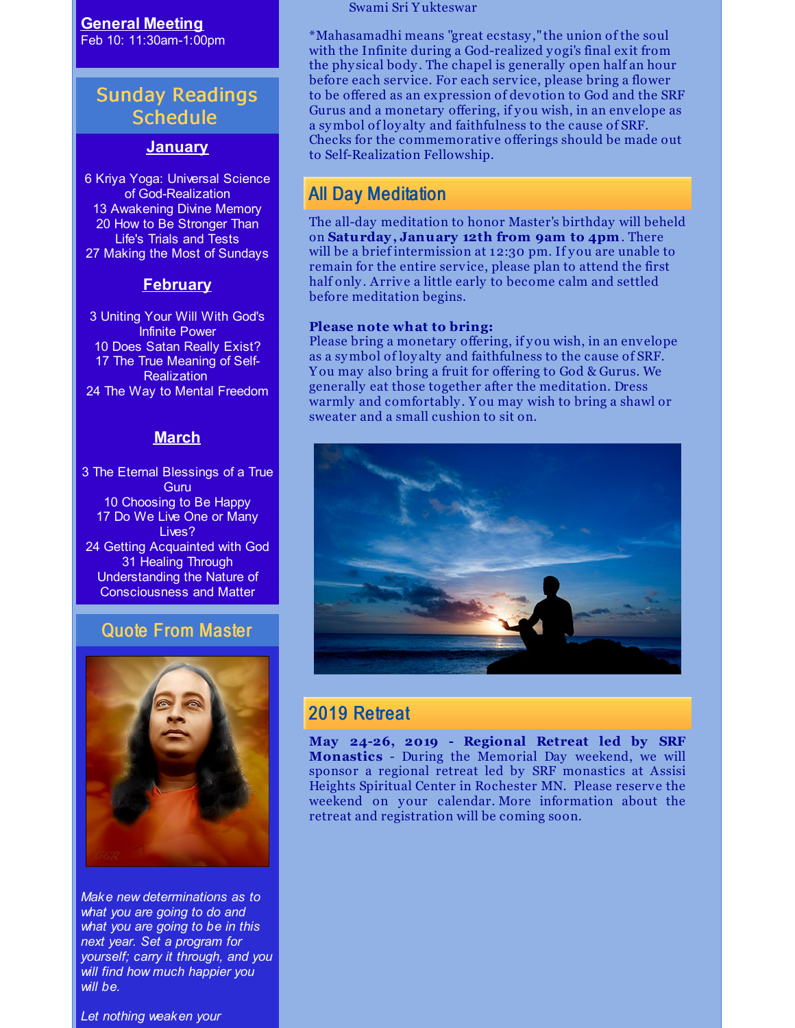**General Meeting**
Feb 10: 11:30am-1:00pm

## Sunday Readings Schedule

**January**

6 Kriya Yoga: Universal Science of God-Realization
13 Awakening Divine Memory
20 How to Be Stronger Than Life's Trials and Tests
27 Making the Most of Sundays

**February**

3 Uniting Your Will With God's Infinite Power
10 Does Satan Really Exist?
17 The True Meaning of Self-Realization
24 The Way to Mental Freedom

**March**

3 The Eternal Blessings of a True Guru
10 Choosing to Be Happy
17 Do We Live One or Many Lives?
24 Getting Acquainted with God
31 Healing Through Understanding the Nature of Consciousness and Matter

## Quote From Master

*Make new determinations as to what you are going to do and what you are going to be in this next year. Set a program for yourself; carry it through, and you will find how much happier you will be.*

*Let nothing weaken your*

Swami Sri Yukteswar

*Mahasamadhi means "great ecstasy," the union of the soul with the Infinite during a God-realized yogi's final exit from the physical body. The chapel is generally open half an hour before each service. For each service, please bring a flower to be offered as an expression of devotion to God and the SRF Gurus and a monetary offering, if you wish, in an envelope as a symbol of loyalty and faithfulness to the cause of SRF. Checks for the commemorative offerings should be made out to Self-Realization Fellowship.

## All Day Meditation

The all-day meditation to honor Master's birthday will beheld on **Saturday, January 12th from 9am to 4pm**. There will be a brief intermission at 12:30 pm. If you are unable to remain for the entire service, please plan to attend the first half only. Arrive a little early to become calm and settled before meditation begins.

**Please note what to bring:**
Please bring a monetary offering, if you wish, in an envelope as a symbol of loyalty and faithfulness to the cause of SRF. You may also bring a fruit for offering to God & Gurus. We generally eat those together after the meditation. Dress warmly and comfortably. You may wish to bring a shawl or sweater and a small cushion to sit on.

## 2019 Retreat

**May 24-26, 2019 - Regional Retreat led by SRF Monastics** - During the Memorial Day weekend, we will sponsor a regional retreat led by SRF monastics at Assisi Heights Spiritual Center in Rochester MN. Please reserve the weekend on your calendar. More information about the retreat and registration will be coming soon.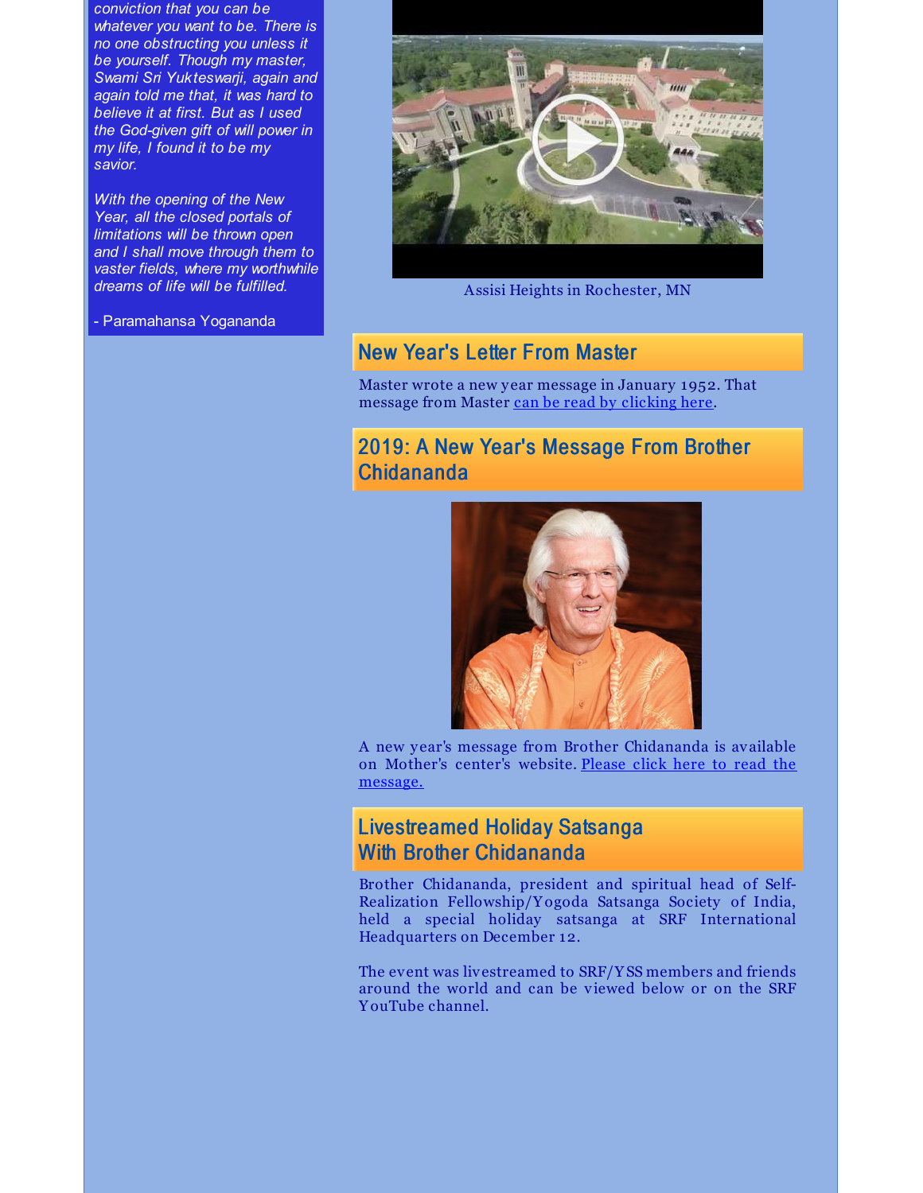*conviction that you can be whatever you want to be. There is no one obstructing you unless it be yourself. Though my master, Swami Sri Yukteswarji, again and again told me that, it was hard to believe it at first. But as I used the God-given gift of will power in my life, I found it to be my savior.*

*With the opening of the New Year, all the closed portals of limitations will be thrown open and I shall move through them to vaster fields, where my worthwhile dreams of life will be fulfilled.*

- Paramahansa Yogananda

Assisi Heights in Rochester, MN

## New Year's Letter From Master

Master wrote a new year message in January 1952. That message from Master can be read by clicking here.

## 2019: A New Year's Message From Brother Chidananda

A new year's message from Brother Chidananda is available on Mother's center's website. Please click here to read the message.

## Livestreamed Holiday Satsanga With Brother Chidananda

Brother Chidananda, president and spiritual head of Self-Realization Fellowship/Yogoda Satsanga Society of India, held a special holiday satsanga at SRF International Headquarters on December 12.

The event was livestreamed to SRF/YSS members and friends around the world and can be viewed below or on the SRF YouTube channel.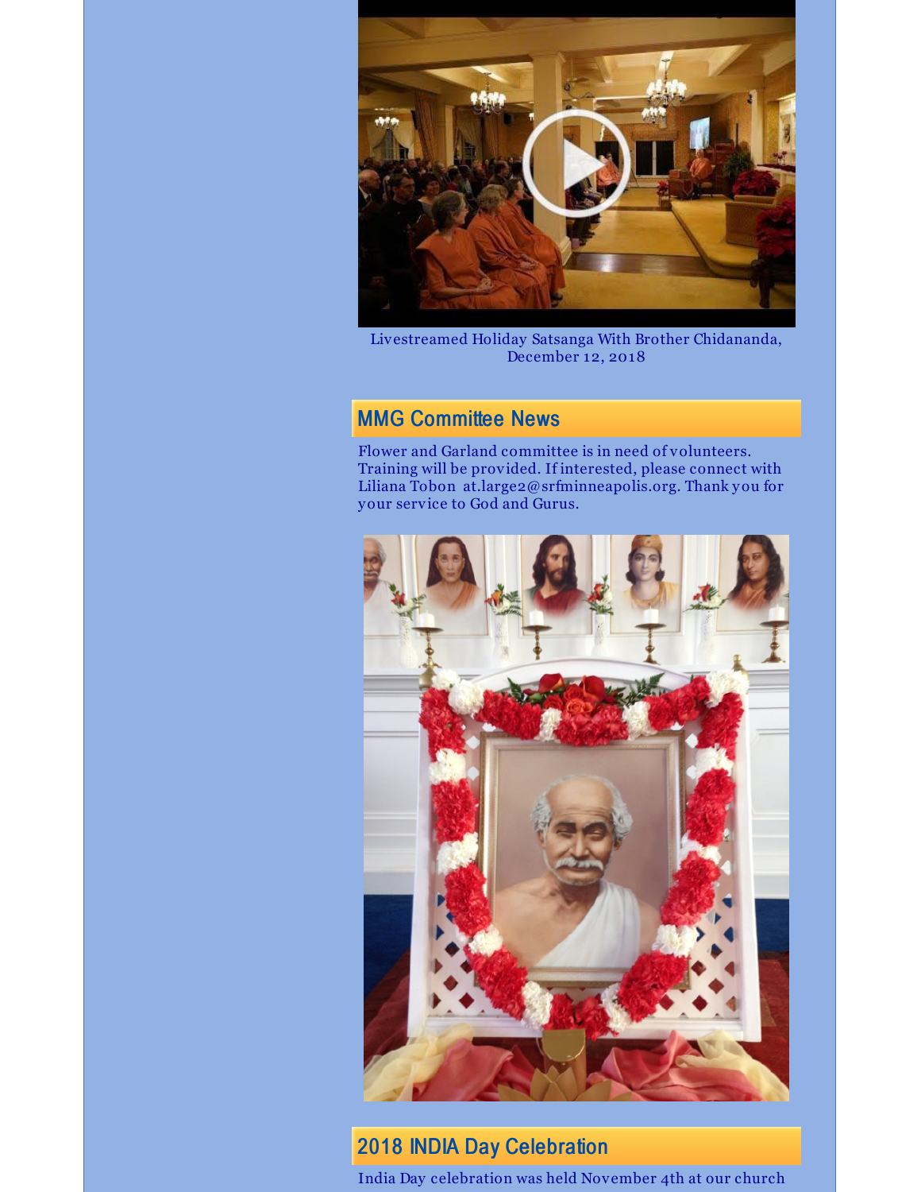Livestreamed Holiday Satsanga With Brother Chidananda, December 12, 2018

## MMG Committee News

Flower and Garland committee is in need of volunteers. Training will be provided. If interested, please connect with Liliana Tobon at.large2@srfminneapolis.org. Thank you for your service to God and Gurus.

## 2018 INDIA Day Celebration

India Day celebration was held November 4th at our church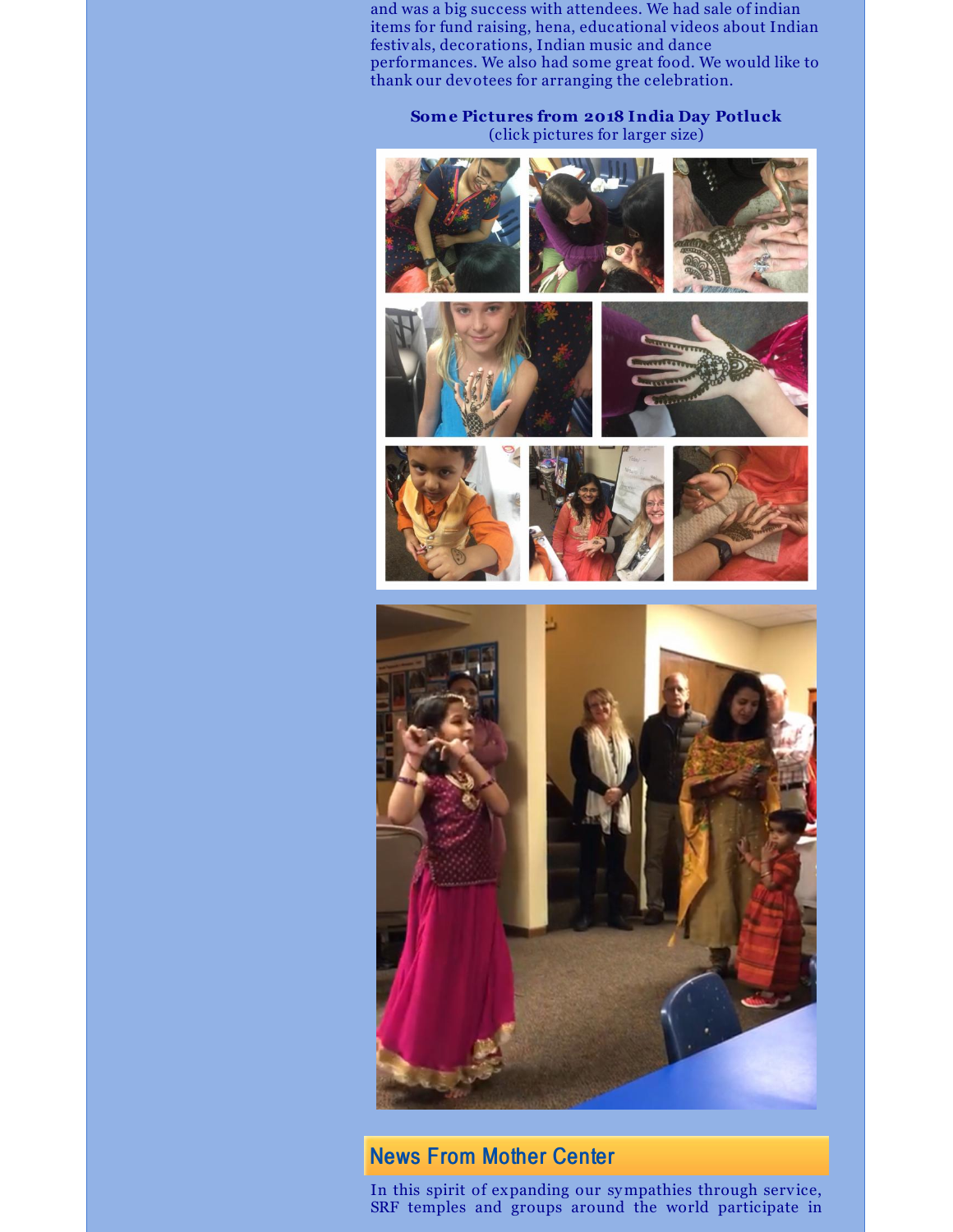and was a big success with attendees. We had sale of indian items for fund raising, hena, educational videos about Indian festivals, decorations, Indian music and dance performances. We also had some great food. We would like to thank our devotees for arranging the celebration.

**Some Pictures from 2018 India Day Potluck**
(click pictures for larger size)

## News From Mother Center

In this spirit of expanding our sympathies through service, SRF temples and groups around the world participate in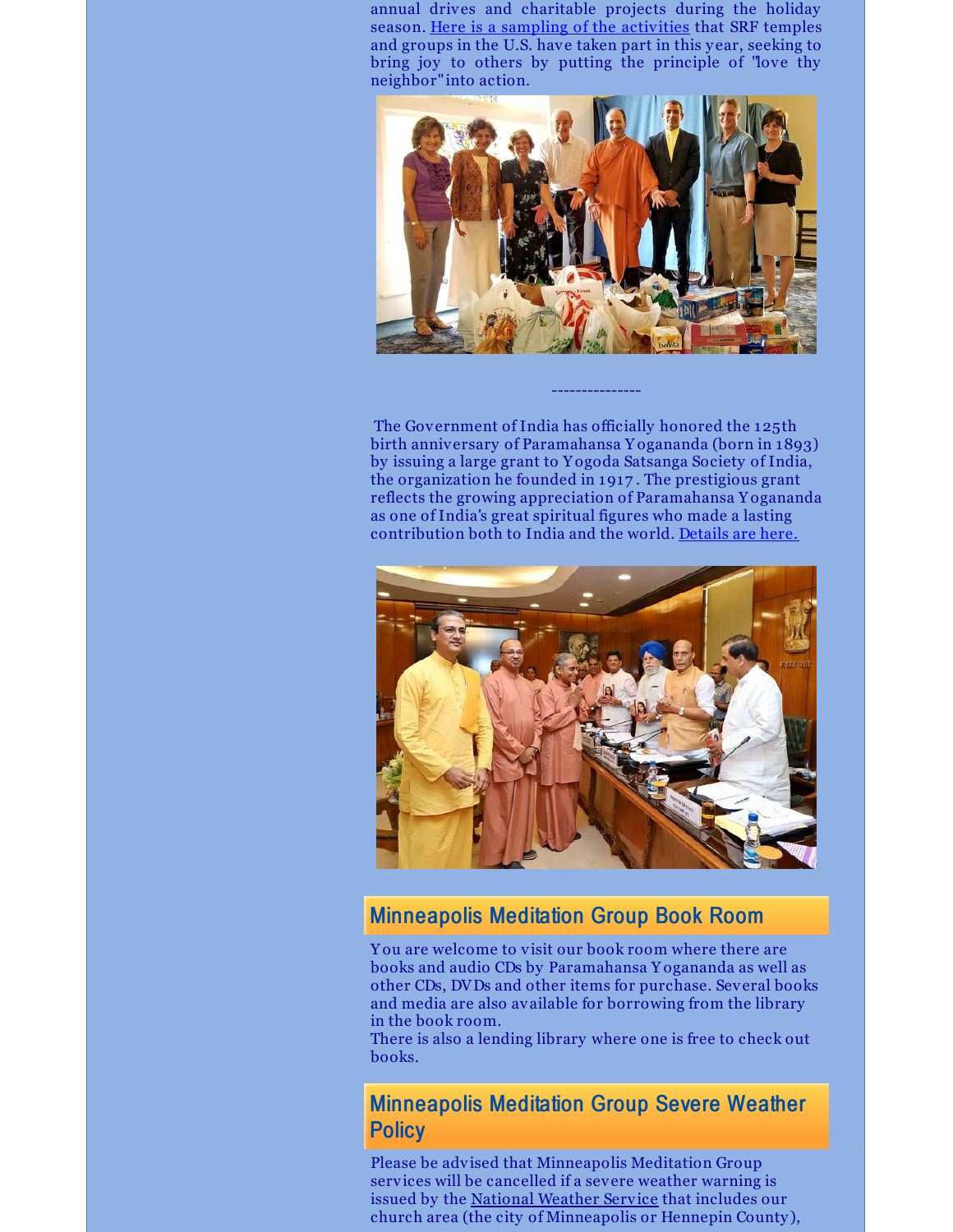annual drives and charitable projects during the holiday season. Here is a sampling of the activities that SRF temples and groups in the U.S. have taken part in this year, seeking to bring joy to others by putting the principle of "love thy neighbor" into action.

---------------

The Government of India has officially honored the 125th birth anniversary of Paramahansa Yogananda (born in 1893) by issuing a large grant to Yogoda Satsanga Society of India, the organization he founded in 1917. The prestigious grant reflects the growing appreciation of Paramahansa Yogananda as one of India's great spiritual figures who made a lasting contribution both to India and the world. Details are here.

## Minneapolis Meditation Group Book Room

You are welcome to visit our book room where there are books and audio CDs by Paramahansa Yogananda as well as other CDs, DVDs and other items for purchase. Several books and media are also available for borrowing from the library in the book room.
There is also a lending library where one is free to check out books.

## Minneapolis Meditation Group Severe Weather Policy

Please be advised that Minneapolis Meditation Group services will be cancelled if a severe weather warning is issued by the National Weather Service that includes our church area (the city of Minneapolis or Hennepin County),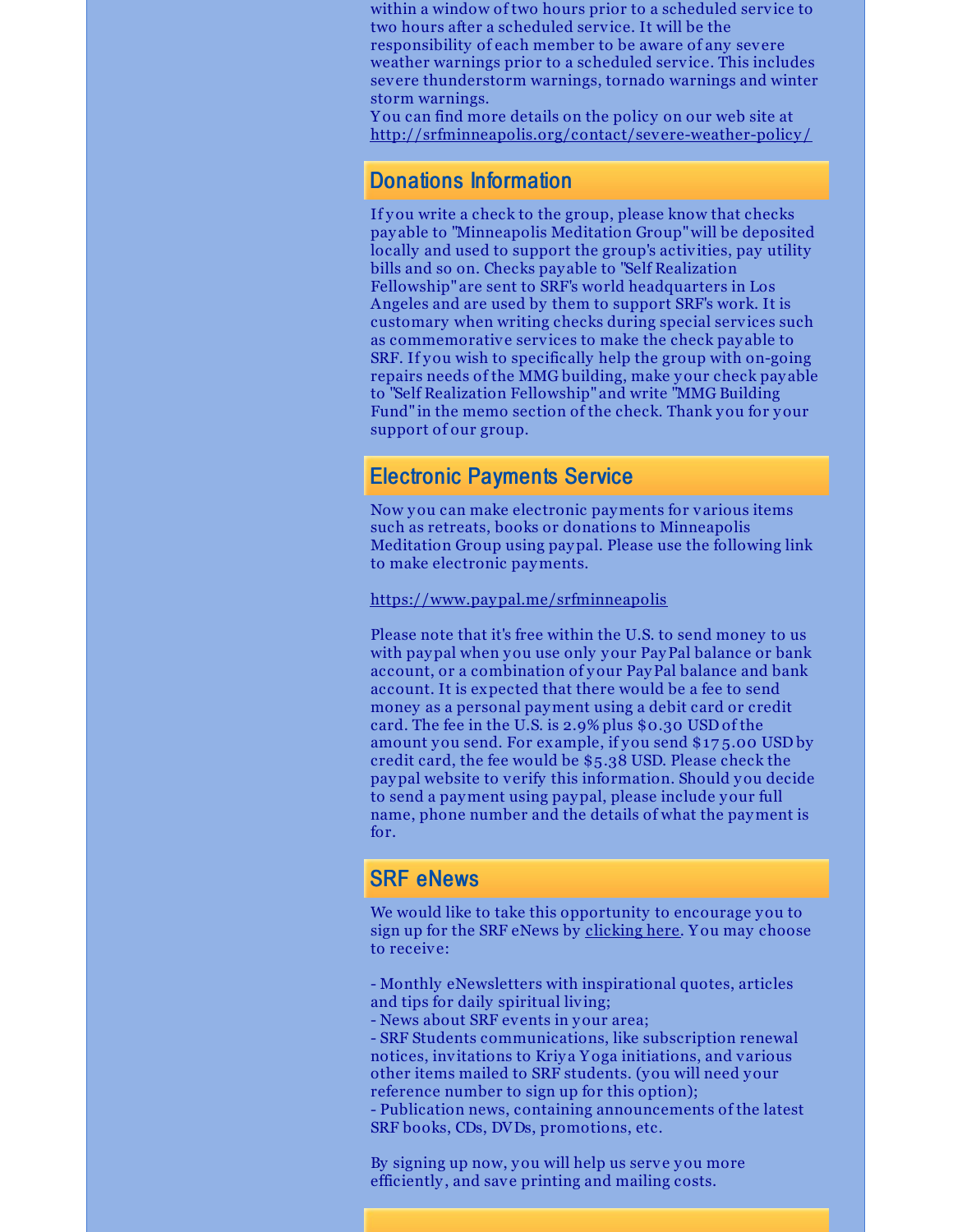within a window of two hours prior to a scheduled service to two hours after a scheduled service. It will be the responsibility of each member to be aware of any severe weather warnings prior to a scheduled service. This includes severe thunderstorm warnings, tornado warnings and winter storm warnings.
You can find more details on the policy on our web site at http://srfminneapolis.org/contact/severe-weather-policy/

## Donations Information

If you write a check to the group, please know that checks payable to "Minneapolis Meditation Group" will be deposited locally and used to support the group's activities, pay utility bills and so on. Checks payable to "Self Realization Fellowship" are sent to SRF's world headquarters in Los Angeles and are used by them to support SRF's work. It is customary when writing checks during special services such as commemorative services to make the check payable to SRF. If you wish to specifically help the group with on-going repairs needs of the MMG building, make your check payable to "Self Realization Fellowship" and write "MMG Building Fund" in the memo section of the check. Thank you for your support of our group.

## Electronic Payments Service

Now you can make electronic payments for various items such as retreats, books or donations to Minneapolis Meditation Group using paypal. Please use the following link to make electronic payments.

https://www.paypal.me/srfminneapolis

Please note that it's free within the U.S. to send money to us with paypal when you use only your PayPal balance or bank account, or a combination of your PayPal balance and bank account. It is expected that there would be a fee to send money as a personal payment using a debit card or credit card. The fee in the U.S. is 2.9% plus $0.30 USD of the amount you send. For example, if you send $175.00 USD by credit card, the fee would be $5.38 USD. Please check the paypal website to verify this information. Should you decide to send a payment using paypal, please include your full name, phone number and the details of what the payment is for.

## SRF eNews

We would like to take this opportunity to encourage you to sign up for the SRF eNews by clicking here. You may choose to receive:

- Monthly eNewsletters with inspirational quotes, articles and tips for daily spiritual living;
- News about SRF events in your area;
- SRF Students communications, like subscription renewal notices, invitations to Kriya Yoga initiations, and various other items mailed to SRF students. (you will need your reference number to sign up for this option);
- Publication news, containing announcements of the latest SRF books, CDs, DVDs, promotions, etc.

By signing up now, you will help us serve you more efficiently, and save printing and mailing costs.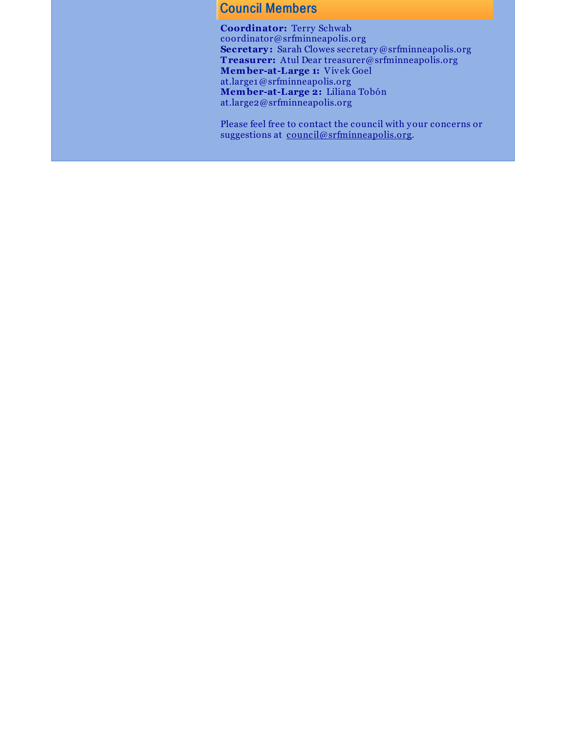## Council Members

**Coordinator:** Terry Schwab coordinator@srfminneapolis.org
**Secretary:** Sarah Clowes secretary@srfminneapolis.org
**Treasurer:** Atul Dear treasurer@srfminneapolis.org
**Member-at-Large 1:** Vivek Goel at.large1@srfminneapolis.org
**Member-at-Large 2:** Liliana Tobón at.large2@srfminneapolis.org

Please feel free to contact the council with your concerns or suggestions at council@srfminneapolis.org.